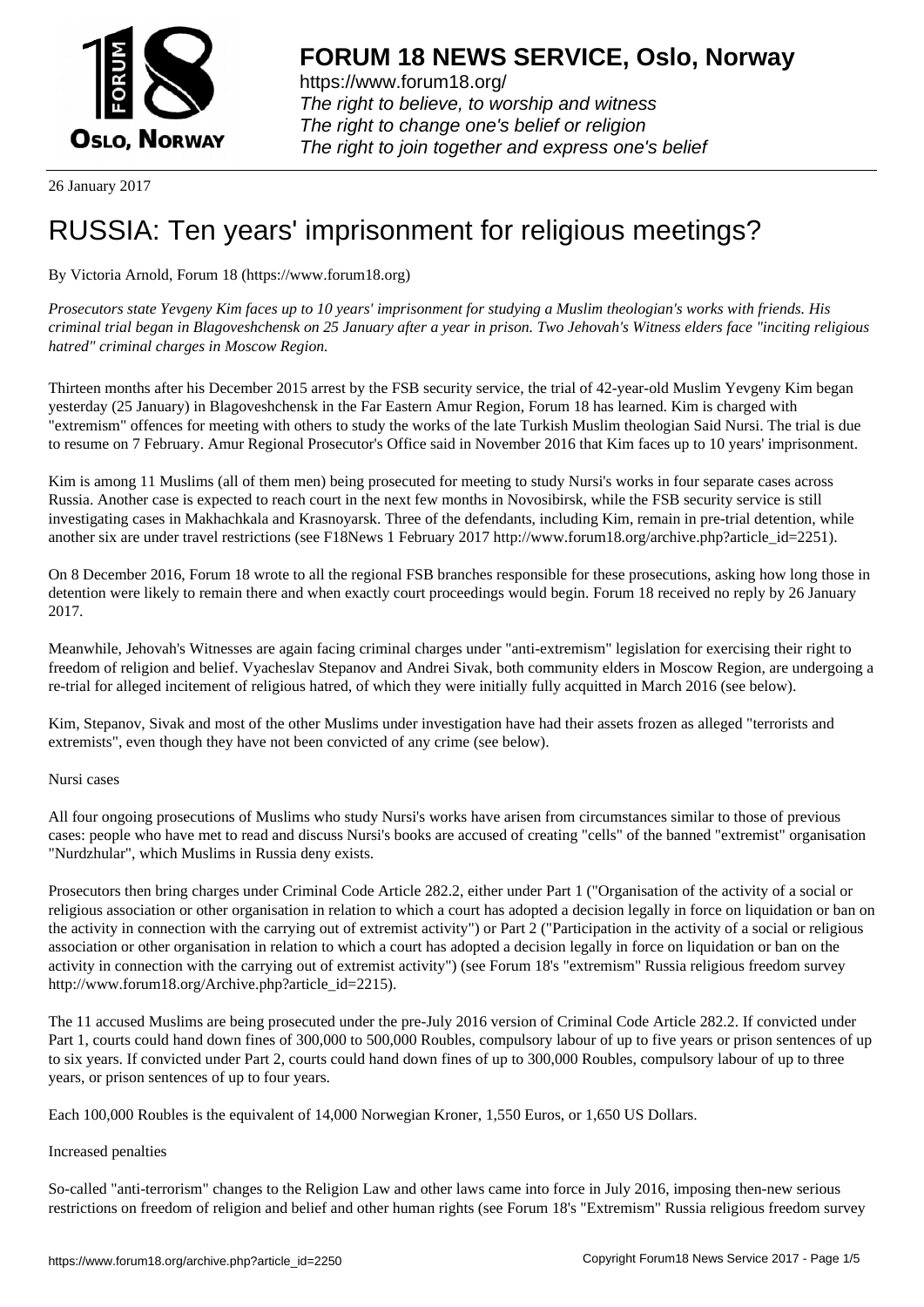**FORUM 18 NEWS SERVICE, Oslo, Norway**

https://www.forum18.org/
*The right to believe, to worship and witness*
*The right to change one's belief or religion*
*The right to join together and express one's belief*

26 January 2017

# RUSSIA: Ten years' imprisonment for religious meetings?

By Victoria Arnold, Forum 18 (https://www.forum18.org)

*Prosecutors state Yevgeny Kim faces up to 10 years' imprisonment for studying a Muslim theologian's works with friends. His criminal trial began in Blagoveshchensk on 25 January after a year in prison. Two Jehovah's Witness elders face "inciting religious hatred" criminal charges in Moscow Region.*

Thirteen months after his December 2015 arrest by the FSB security service, the trial of 42-year-old Muslim Yevgeny Kim began yesterday (25 January) in Blagoveshchensk in the Far Eastern Amur Region, Forum 18 has learned. Kim is charged with "extremism" offences for meeting with others to study the works of the late Turkish Muslim theologian Said Nursi. The trial is due to resume on 7 February. Amur Regional Prosecutor's Office said in November 2016 that Kim faces up to 10 years' imprisonment.

Kim is among 11 Muslims (all of them men) being prosecuted for meeting to study Nursi's works in four separate cases across Russia. Another case is expected to reach court in the next few months in Novosibirsk, while the FSB security service is still investigating cases in Makhachkala and Krasnoyarsk. Three of the defendants, including Kim, remain in pre-trial detention, while another six are under travel restrictions (see F18News 1 February 2017 http://www.forum18.org/archive.php?article_id=2251).

On 8 December 2016, Forum 18 wrote to all the regional FSB branches responsible for these prosecutions, asking how long those in detention were likely to remain there and when exactly court proceedings would begin. Forum 18 received no reply by 26 January 2017.

Meanwhile, Jehovah's Witnesses are again facing criminal charges under "anti-extremism" legislation for exercising their right to freedom of religion and belief. Vyacheslav Stepanov and Andrei Sivak, both community elders in Moscow Region, are undergoing a re-trial for alleged incitement of religious hatred, of which they were initially fully acquitted in March 2016 (see below).

Kim, Stepanov, Sivak and most of the other Muslims under investigation have had their assets frozen as alleged "terrorists and extremists", even though they have not been convicted of any crime (see below).

## Nursi cases

All four ongoing prosecutions of Muslims who study Nursi's works have arisen from circumstances similar to those of previous cases: people who have met to read and discuss Nursi's books are accused of creating "cells" of the banned "extremist" organisation "Nurdzhular", which Muslims in Russia deny exists.

Prosecutors then bring charges under Criminal Code Article 282.2, either under Part 1 ("Organisation of the activity of a social or religious association or other organisation in relation to which a court has adopted a decision legally in force on liquidation or ban on the activity in connection with the carrying out of extremist activity") or Part 2 ("Participation in the activity of a social or religious association or other organisation in relation to which a court has adopted a decision legally in force on liquidation or ban on the activity in connection with the carrying out of extremist activity") (see Forum 18's "extremism" Russia religious freedom survey http://www.forum18.org/Archive.php?article_id=2215).

The 11 accused Muslims are being prosecuted under the pre-July 2016 version of Criminal Code Article 282.2. If convicted under Part 1, courts could hand down fines of 300,000 to 500,000 Roubles, compulsory labour of up to five years or prison sentences of up to six years. If convicted under Part 2, courts could hand down fines of up to 300,000 Roubles, compulsory labour of up to three years, or prison sentences of up to four years.

Each 100,000 Roubles is the equivalent of 14,000 Norwegian Kroner, 1,550 Euros, or 1,650 US Dollars.

## Increased penalties

So-called "anti-terrorism" changes to the Religion Law and other laws came into force in July 2016, imposing then-new serious restrictions on freedom of religion and belief and other human rights (see Forum 18's "Extremism" Russia religious freedom survey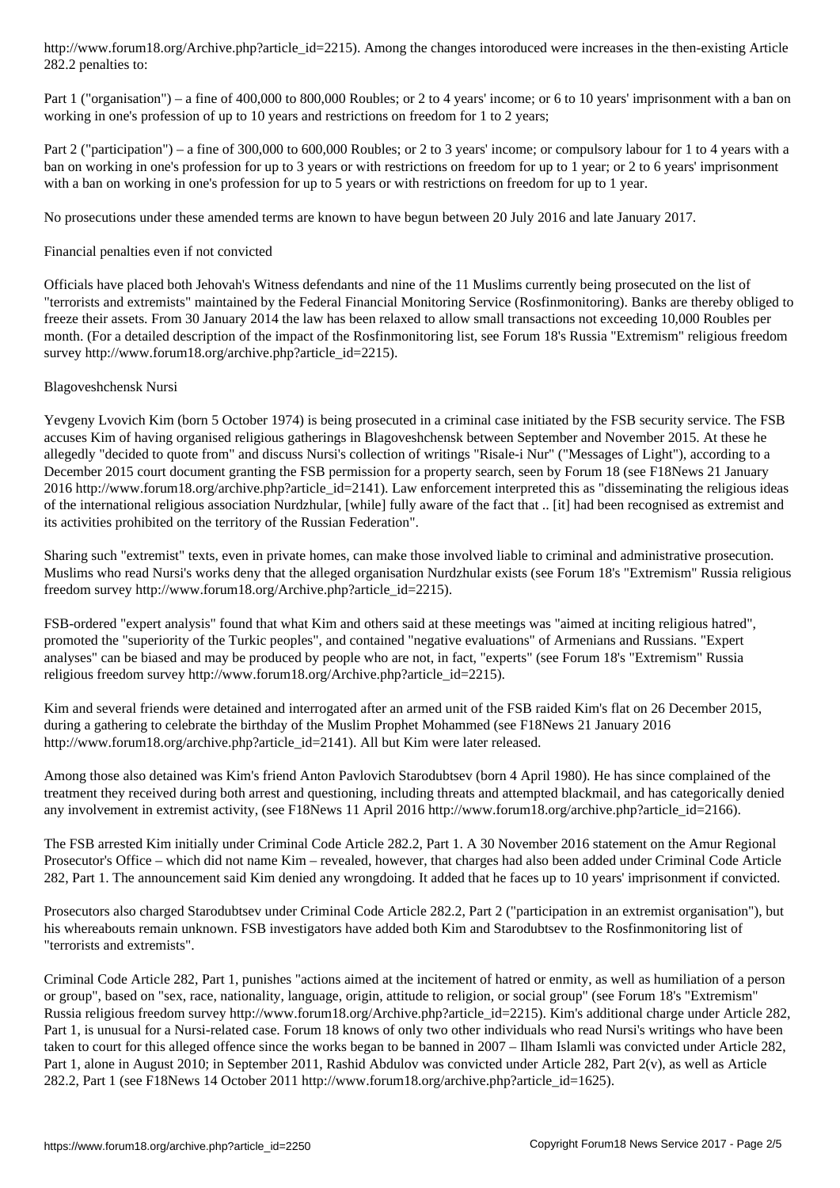http://www.forum18.org/Archive.php?article_id=2215). Among the changes intoroduced were increases in the then-existing Article 282.2 penalties to:

Part 1 ("organisation") – a fine of 400,000 to 800,000 Roubles; or 2 to 4 years' income; or 6 to 10 years' imprisonment with a ban on working in one's profession of up to 10 years and restrictions on freedom for 1 to 2 years;

Part 2 ("participation") – a fine of 300,000 to 600,000 Roubles; or 2 to 3 years' income; or compulsory labour for 1 to 4 years with a ban on working in one's profession for up to 3 years or with restrictions on freedom for up to 1 year; or 2 to 6 years' imprisonment with a ban on working in one's profession for up to 5 years or with restrictions on freedom for up to 1 year.

No prosecutions under these amended terms are known to have begun between 20 July 2016 and late January 2017.

Financial penalties even if not convicted

Officials have placed both Jehovah's Witness defendants and nine of the 11 Muslims currently being prosecuted on the list of "terrorists and extremists" maintained by the Federal Financial Monitoring Service (Rosfinmonitoring). Banks are thereby obliged to freeze their assets. From 30 January 2014 the law has been relaxed to allow small transactions not exceeding 10,000 Roubles per month. (For a detailed description of the impact of the Rosfinmonitoring list, see Forum 18's Russia "Extremism" religious freedom survey http://www.forum18.org/archive.php?article_id=2215).

Blagoveshchensk Nursi

Yevgeny Lvovich Kim (born 5 October 1974) is being prosecuted in a criminal case initiated by the FSB security service. The FSB accuses Kim of having organised religious gatherings in Blagoveshchensk between September and November 2015. At these he allegedly "decided to quote from" and discuss Nursi's collection of writings "Risale-i Nur" ("Messages of Light"), according to a December 2015 court document granting the FSB permission for a property search, seen by Forum 18 (see F18News 21 January 2016 http://www.forum18.org/archive.php?article_id=2141). Law enforcement interpreted this as "disseminating the religious ideas of the international religious association Nurdzhular, [while] fully aware of the fact that .. [it] had been recognised as extremist and its activities prohibited on the territory of the Russian Federation".

Sharing such "extremist" texts, even in private homes, can make those involved liable to criminal and administrative prosecution. Muslims who read Nursi's works deny that the alleged organisation Nurdzhular exists (see Forum 18's "Extremism" Russia religious freedom survey http://www.forum18.org/Archive.php?article_id=2215).

FSB-ordered "expert analysis" found that what Kim and others said at these meetings was "aimed at inciting religious hatred", promoted the "superiority of the Turkic peoples", and contained "negative evaluations" of Armenians and Russians. "Expert analyses" can be biased and may be produced by people who are not, in fact, "experts" (see Forum 18's "Extremism" Russia religious freedom survey http://www.forum18.org/Archive.php?article_id=2215).

Kim and several friends were detained and interrogated after an armed unit of the FSB raided Kim's flat on 26 December 2015, during a gathering to celebrate the birthday of the Muslim Prophet Mohammed (see F18News 21 January 2016 http://www.forum18.org/archive.php?article_id=2141). All but Kim were later released.

Among those also detained was Kim's friend Anton Pavlovich Starodubtsev (born 4 April 1980). He has since complained of the treatment they received during both arrest and questioning, including threats and attempted blackmail, and has categorically denied any involvement in extremist activity, (see F18News 11 April 2016 http://www.forum18.org/archive.php?article_id=2166).

The FSB arrested Kim initially under Criminal Code Article 282.2, Part 1. A 30 November 2016 statement on the Amur Regional Prosecutor's Office – which did not name Kim – revealed, however, that charges had also been added under Criminal Code Article 282, Part 1. The announcement said Kim denied any wrongdoing. It added that he faces up to 10 years' imprisonment if convicted.

Prosecutors also charged Starodubtsev under Criminal Code Article 282.2, Part 2 ("participation in an extremist organisation"), but his whereabouts remain unknown. FSB investigators have added both Kim and Starodubtsev to the Rosfinmonitoring list of "terrorists and extremists".

Criminal Code Article 282, Part 1, punishes "actions aimed at the incitement of hatred or enmity, as well as humiliation of a person or group", based on "sex, race, nationality, language, origin, attitude to religion, or social group" (see Forum 18's "Extremism" Russia religious freedom survey http://www.forum18.org/Archive.php?article_id=2215). Kim's additional charge under Article 282, Part 1, is unusual for a Nursi-related case. Forum 18 knows of only two other individuals who read Nursi's writings who have been taken to court for this alleged offence since the works began to be banned in 2007 – Ilham Islamli was convicted under Article 282, Part 1, alone in August 2010; in September 2011, Rashid Abdulov was convicted under Article 282, Part 2(v), as well as Article 282.2, Part 1 (see F18News 14 October 2011 http://www.forum18.org/archive.php?article_id=1625).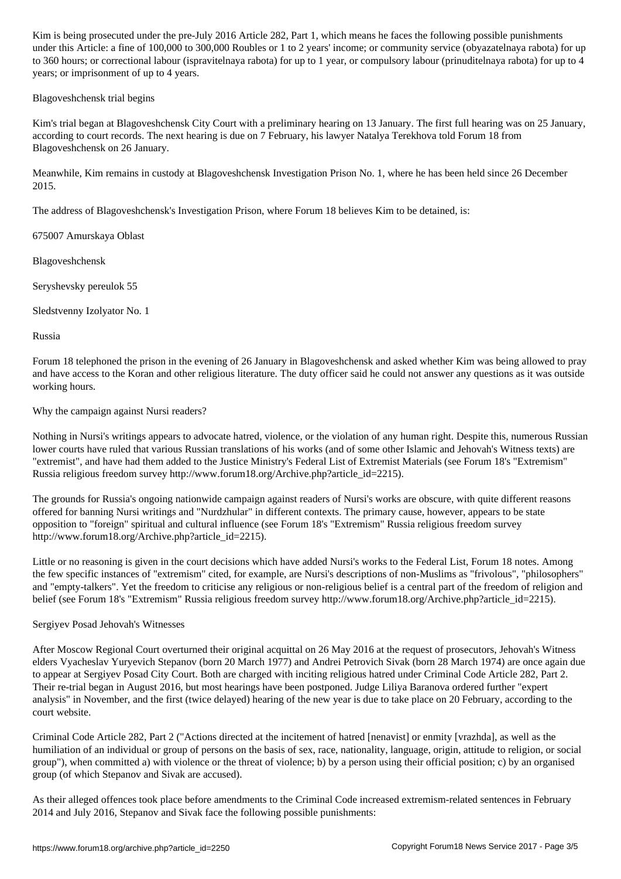Kim is being prosecuted under the pre-July 2016 Article 282, Part 1, which means he faces the following possible punishments under this Article: a fine of 100,000 to 300,000 Roubles or 1 to 2 years' income; or community service (obyazatelnaya rabota) for up to 360 hours; or correctional labour (ispravitelnaya rabota) for up to 1 year, or compulsory labour (prinuditelnaya rabota) for up to 4 years; or imprisonment of up to 4 years.

## Blagoveshchensk trial begins

Kim's trial began at Blagoveshchensk City Court with a preliminary hearing on 13 January. The first full hearing was on 25 January, according to court records. The next hearing is due on 7 February, his lawyer Natalya Terekhova told Forum 18 from Blagoveshchensk on 26 January.

Meanwhile, Kim remains in custody at Blagoveshchensk Investigation Prison No. 1, where he has been held since 26 December 2015.

The address of Blagoveshchensk's Investigation Prison, where Forum 18 believes Kim to be detained, is:

675007 Amurskaya Oblast

Blagoveshchensk

Seryshevsky pereulok 55

Sledstvenny Izolyator No. 1

Russia

Forum 18 telephoned the prison in the evening of 26 January in Blagoveshchensk and asked whether Kim was being allowed to pray and have access to the Koran and other religious literature. The duty officer said he could not answer any questions as it was outside working hours.

## Why the campaign against Nursi readers?

Nothing in Nursi's writings appears to advocate hatred, violence, or the violation of any human right. Despite this, numerous Russian lower courts have ruled that various Russian translations of his works (and of some other Islamic and Jehovah's Witness texts) are "extremist", and have had them added to the Justice Ministry's Federal List of Extremist Materials (see Forum 18's "Extremism" Russia religious freedom survey http://www.forum18.org/Archive.php?article_id=2215).

The grounds for Russia's ongoing nationwide campaign against readers of Nursi's works are obscure, with quite different reasons offered for banning Nursi writings and "Nurdzhular" in different contexts. The primary cause, however, appears to be state opposition to "foreign" spiritual and cultural influence (see Forum 18's "Extremism" Russia religious freedom survey http://www.forum18.org/Archive.php?article_id=2215).

Little or no reasoning is given in the court decisions which have added Nursi's works to the Federal List, Forum 18 notes. Among the few specific instances of "extremism" cited, for example, are Nursi's descriptions of non-Muslims as "frivolous", "philosophers" and "empty-talkers". Yet the freedom to criticise any religious or non-religious belief is a central part of the freedom of religion and belief (see Forum 18's "Extremism" Russia religious freedom survey http://www.forum18.org/Archive.php?article_id=2215).

## Sergiyev Posad Jehovah's Witnesses

After Moscow Regional Court overturned their original acquittal on 26 May 2016 at the request of prosecutors, Jehovah's Witness elders Vyacheslav Yuryevich Stepanov (born 20 March 1977) and Andrei Petrovich Sivak (born 28 March 1974) are once again due to appear at Sergiyev Posad City Court. Both are charged with inciting religious hatred under Criminal Code Article 282, Part 2. Their re-trial began in August 2016, but most hearings have been postponed. Judge Liliya Baranova ordered further "expert analysis" in November, and the first (twice delayed) hearing of the new year is due to take place on 20 February, according to the court website.

Criminal Code Article 282, Part 2 ("Actions directed at the incitement of hatred [nenavist] or enmity [vrazhda], as well as the humiliation of an individual or group of persons on the basis of sex, race, nationality, language, origin, attitude to religion, or social group"), when committed a) with violence or the threat of violence; b) by a person using their official position; c) by an organised group (of which Stepanov and Sivak are accused).

As their alleged offences took place before amendments to the Criminal Code increased extremism-related sentences in February 2014 and July 2016, Stepanov and Sivak face the following possible punishments: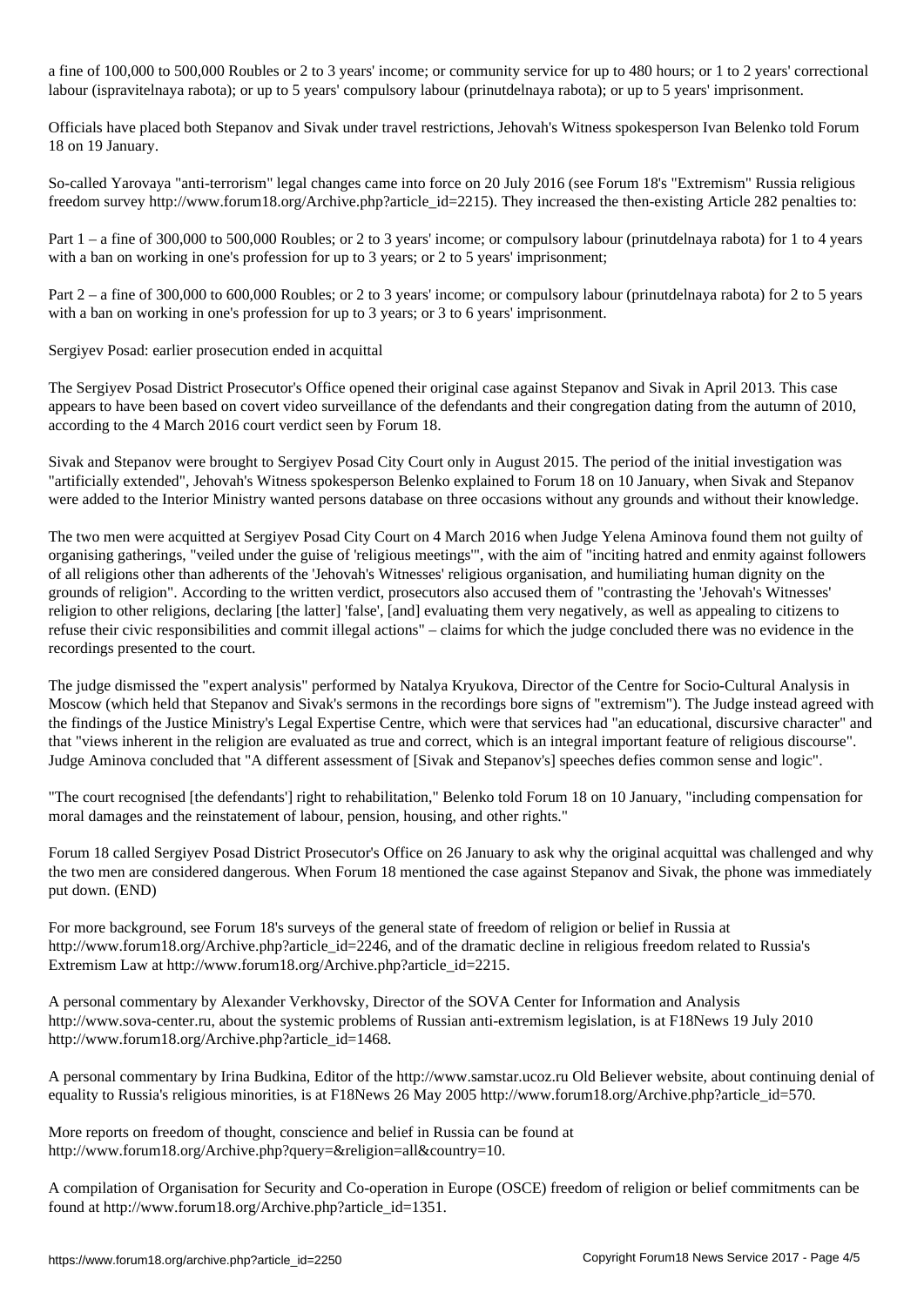a fine of 100,000 to 500,000 Roubles or 2 to 3 years' income; or community service for up to 480 hours; or 1 to 2 years' correctional labour (ispravitelnaya rabota); or up to 5 years' compulsory labour (prinutdelnaya rabota); or up to 5 years' imprisonment.

Officials have placed both Stepanov and Sivak under travel restrictions, Jehovah's Witness spokesperson Ivan Belenko told Forum 18 on 19 January.

So-called Yarovaya "anti-terrorism" legal changes came into force on 20 July 2016 (see Forum 18's "Extremism" Russia religious freedom survey http://www.forum18.org/Archive.php?article_id=2215). They increased the then-existing Article 282 penalties to:

Part 1 – a fine of 300,000 to 500,000 Roubles; or 2 to 3 years' income; or compulsory labour (prinutdelnaya rabota) for 1 to 4 years with a ban on working in one's profession for up to 3 years; or 2 to 5 years' imprisonment;

Part 2 – a fine of 300,000 to 600,000 Roubles; or 2 to 3 years' income; or compulsory labour (prinutdelnaya rabota) for 2 to 5 years with a ban on working in one's profession for up to 3 years; or 3 to 6 years' imprisonment.

Sergiyev Posad: earlier prosecution ended in acquittal

The Sergiyev Posad District Prosecutor's Office opened their original case against Stepanov and Sivak in April 2013. This case appears to have been based on covert video surveillance of the defendants and their congregation dating from the autumn of 2010, according to the 4 March 2016 court verdict seen by Forum 18.

Sivak and Stepanov were brought to Sergiyev Posad City Court only in August 2015. The period of the initial investigation was "artificially extended", Jehovah's Witness spokesperson Belenko explained to Forum 18 on 10 January, when Sivak and Stepanov were added to the Interior Ministry wanted persons database on three occasions without any grounds and without their knowledge.

The two men were acquitted at Sergiyev Posad City Court on 4 March 2016 when Judge Yelena Aminova found them not guilty of organising gatherings, "veiled under the guise of 'religious meetings'", with the aim of "inciting hatred and enmity against followers of all religions other than adherents of the 'Jehovah's Witnesses' religious organisation, and humiliating human dignity on the grounds of religion". According to the written verdict, prosecutors also accused them of "contrasting the 'Jehovah's Witnesses' religion to other religions, declaring [the latter] 'false', [and] evaluating them very negatively, as well as appealing to citizens to refuse their civic responsibilities and commit illegal actions" – claims for which the judge concluded there was no evidence in the recordings presented to the court.

The judge dismissed the "expert analysis" performed by Natalya Kryukova, Director of the Centre for Socio-Cultural Analysis in Moscow (which held that Stepanov and Sivak's sermons in the recordings bore signs of "extremism"). The Judge instead agreed with the findings of the Justice Ministry's Legal Expertise Centre, which were that services had "an educational, discursive character" and that "views inherent in the religion are evaluated as true and correct, which is an integral important feature of religious discourse". Judge Aminova concluded that "A different assessment of [Sivak and Stepanov's] speeches defies common sense and logic".

"The court recognised [the defendants'] right to rehabilitation," Belenko told Forum 18 on 10 January, "including compensation for moral damages and the reinstatement of labour, pension, housing, and other rights."

Forum 18 called Sergiyev Posad District Prosecutor's Office on 26 January to ask why the original acquittal was challenged and why the two men are considered dangerous. When Forum 18 mentioned the case against Stepanov and Sivak, the phone was immediately put down. (END)

For more background, see Forum 18's surveys of the general state of freedom of religion or belief in Russia at http://www.forum18.org/Archive.php?article_id=2246, and of the dramatic decline in religious freedom related to Russia's Extremism Law at http://www.forum18.org/Archive.php?article_id=2215.

A personal commentary by Alexander Verkhovsky, Director of the SOVA Center for Information and Analysis http://www.sova-center.ru, about the systemic problems of Russian anti-extremism legislation, is at F18News 19 July 2010 http://www.forum18.org/Archive.php?article_id=1468.

A personal commentary by Irina Budkina, Editor of the http://www.samstar.ucoz.ru Old Believer website, about continuing denial of equality to Russia's religious minorities, is at F18News 26 May 2005 http://www.forum18.org/Archive.php?article_id=570.

More reports on freedom of thought, conscience and belief in Russia can be found at http://www.forum18.org/Archive.php?query=&religion=all&country=10.

A compilation of Organisation for Security and Co-operation in Europe (OSCE) freedom of religion or belief commitments can be found at http://www.forum18.org/Archive.php?article_id=1351.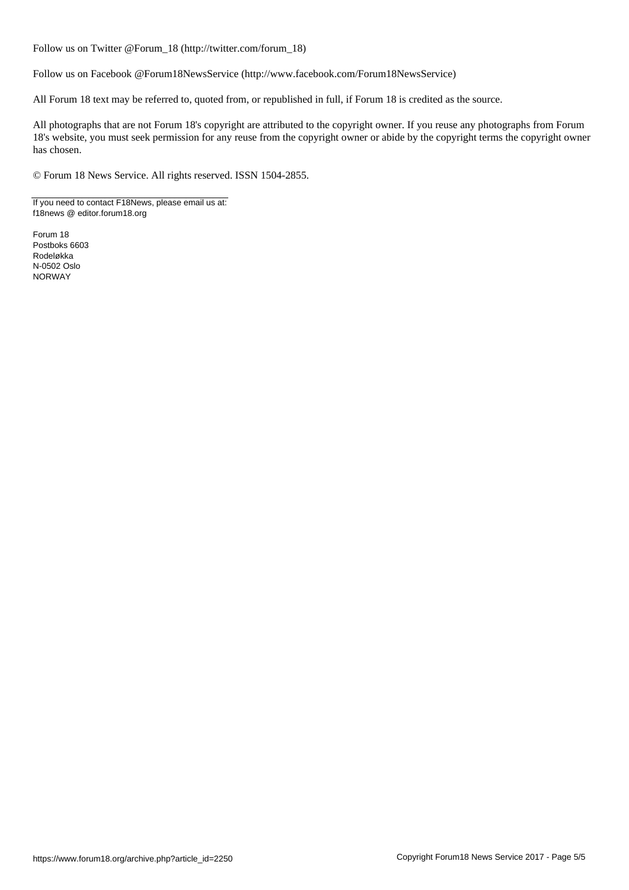Follow us on Twitter @Forum_18 (http://twitter.com/forum_18)

Follow us on Facebook @Forum18NewsService (http://www.facebook.com/Forum18NewsService)

All Forum 18 text may be referred to, quoted from, or republished in full, if Forum 18 is credited as the source.

All photographs that are not Forum 18's copyright are attributed to the copyright owner. If you reuse any photographs from Forum 18's website, you must seek permission for any reuse from the copyright owner or abide by the copyright terms the copyright owner has chosen.

© Forum 18 News Service. All rights reserved. ISSN 1504-2855.

---

If you need to contact F18News, please email us at:
f18news @ editor.forum18.org

Forum 18
Postboks 6603
Rodeløkka
N-0502 Oslo
NORWAY